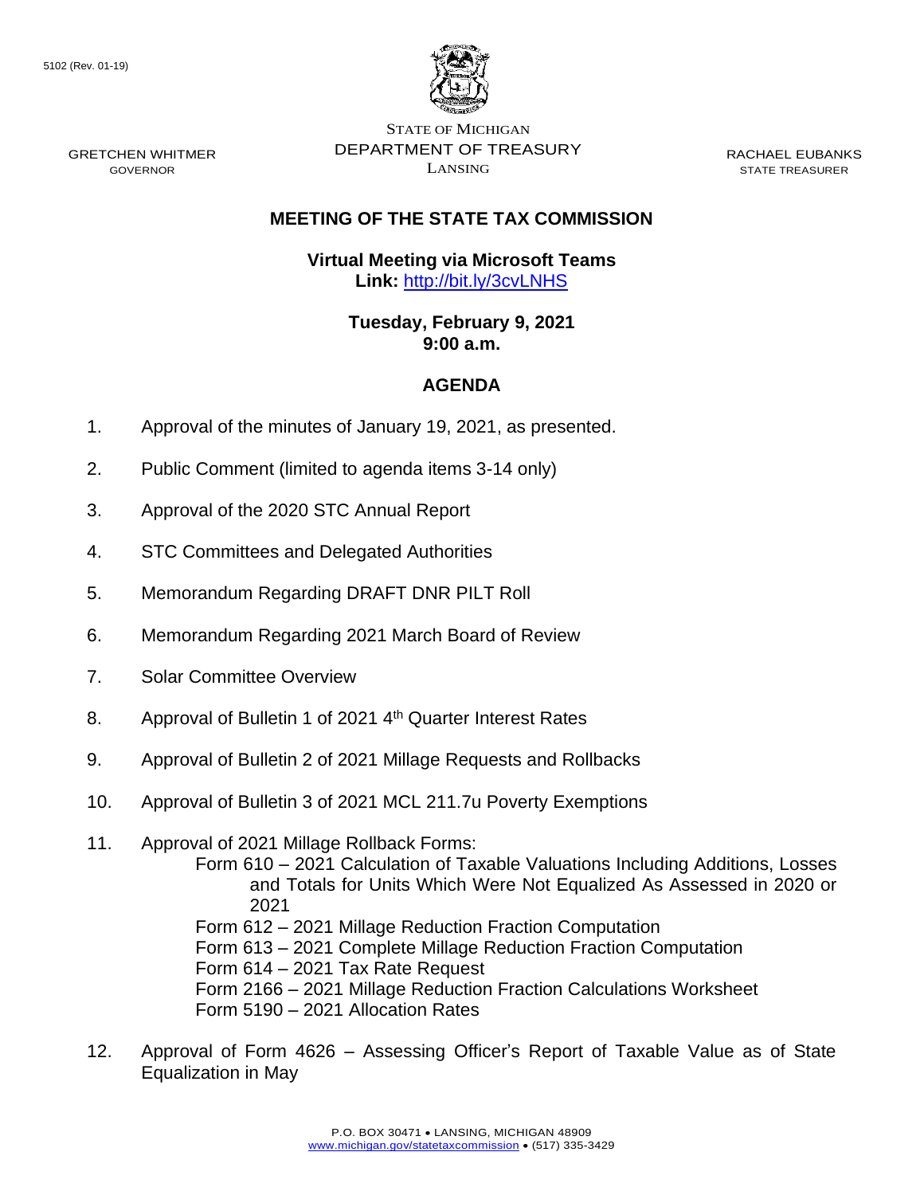5102 (Rev. 01-19)

GRETCHEN WHITMER
GOVERNOR

STATE OF MICHIGAN
DEPARTMENT OF TREASURY
LANSING

RACHAEL EUBANKS
STATE TREASURER

## MEETING OF THE STATE TAX COMMISSION

**Virtual Meeting via Microsoft Teams**
**Link:** http://bit.ly/3cvLNHS

**Tuesday, February 9, 2021**
**9:00 a.m.**

## AGENDA

1. Approval of the minutes of January 19, 2021, as presented.
2. Public Comment (limited to agenda items 3-14 only)
3. Approval of the 2020 STC Annual Report
4. STC Committees and Delegated Authorities
5. Memorandum Regarding DRAFT DNR PILT Roll
6. Memorandum Regarding 2021 March Board of Review
7. Solar Committee Overview
8. Approval of Bulletin 1 of 2021 4th Quarter Interest Rates
9. Approval of Bulletin 2 of 2021 Millage Requests and Rollbacks
10. Approval of Bulletin 3 of 2021 MCL 211.7u Poverty Exemptions
11. Approval of 2021 Millage Rollback Forms:
    - Form 610 – 2021 Calculation of Taxable Valuations Including Additions, Losses and Totals for Units Which Were Not Equalized As Assessed in 2020 or 2021
    - Form 612 – 2021 Millage Reduction Fraction Computation
    - Form 613 – 2021 Complete Millage Reduction Fraction Computation
    - Form 614 – 2021 Tax Rate Request
    - Form 2166 – 2021 Millage Reduction Fraction Calculations Worksheet
    - Form 5190 – 2021 Allocation Rates
12. Approval of Form 4626 – Assessing Officer's Report of Taxable Value as of State Equalization in May

P.O. BOX 30471 • LANSING, MICHIGAN 48909
www.michigan.gov/statetaxcommission • (517) 335-3429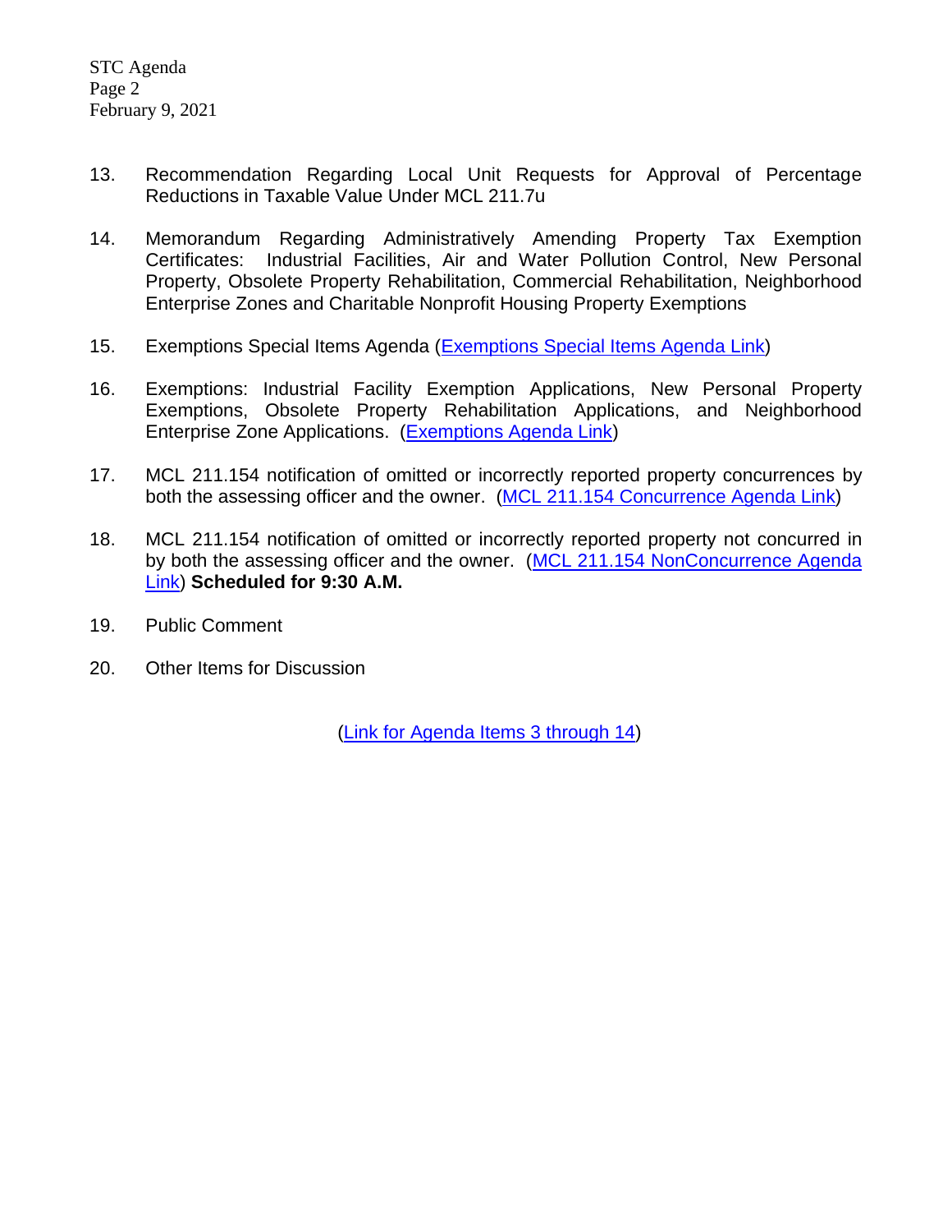13. Recommendation Regarding Local Unit Requests for Approval of Percentage Reductions in Taxable Value Under MCL 211.7u

14. Memorandum Regarding Administratively Amending Property Tax Exemption Certificates: Industrial Facilities, Air and Water Pollution Control, New Personal Property, Obsolete Property Rehabilitation, Commercial Rehabilitation, Neighborhood Enterprise Zones and Charitable Nonprofit Housing Property Exemptions

15. Exemptions Special Items Agenda (Exemptions Special Items Agenda Link)

16. Exemptions: Industrial Facility Exemption Applications, New Personal Property Exemptions, Obsolete Property Rehabilitation Applications, and Neighborhood Enterprise Zone Applications. (Exemptions Agenda Link)

17. MCL 211.154 notification of omitted or incorrectly reported property concurrences by both the assessing officer and the owner. (MCL 211.154 Concurrence Agenda Link)

18. MCL 211.154 notification of omitted or incorrectly reported property not concurred in by both the assessing officer and the owner. (MCL 211.154 NonConcurrence Agenda Link) **Scheduled for 9:30 A.M.**

19. Public Comment

20. Other Items for Discussion

(Link for Agenda Items 3 through 14)